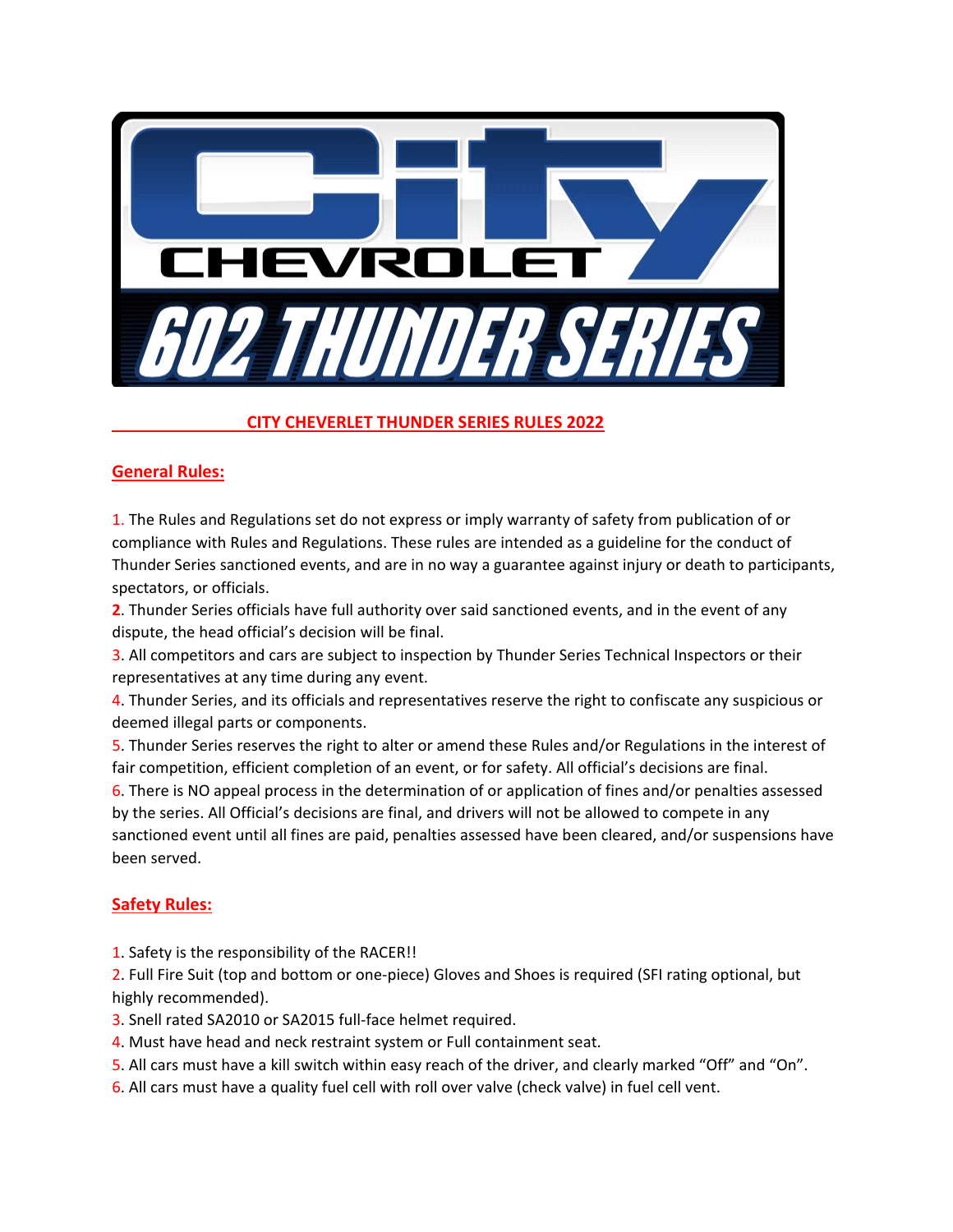# CITY CHEVERLET THUNDER SERIES RULES 2022

## General Rules:

1. The Rules and Regulations set do not express or imply warranty of safety from publication of or compliance with Rules and Regulations. These rules are intended as a guideline for the conduct of Thunder Series sanctioned events, and are in no way a guarantee against injury or death to participants, spectators, or officials.
2. Thunder Series officials have full authority over said sanctioned events, and in the event of any dispute, the head official's decision will be final.
3. All competitors and cars are subject to inspection by Thunder Series Technical Inspectors or their representatives at any time during any event.
4. Thunder Series, and its officials and representatives reserve the right to confiscate any suspicious or deemed illegal parts or components.
5. Thunder Series reserves the right to alter or amend these Rules and/or Regulations in the interest of fair competition, efficient completion of an event, or for safety. All official's decisions are final.
6. There is NO appeal process in the determination of or application of fines and/or penalties assessed by the series. All Official's decisions are final, and drivers will not be allowed to compete in any sanctioned event until all fines are paid, penalties assessed have been cleared, and/or suspensions have been served.

## Safety Rules:

1. Safety is the responsibility of the RACER!!
2. Full Fire Suit (top and bottom or one-piece) Gloves and Shoes is required (SFI rating optional, but highly recommended).
3. Snell rated SA2010 or SA2015 full-face helmet required.
4. Must have head and neck restraint system or Full containment seat.
5. All cars must have a kill switch within easy reach of the driver, and clearly marked "Off" and "On".
6. All cars must have a quality fuel cell with roll over valve (check valve) in fuel cell vent.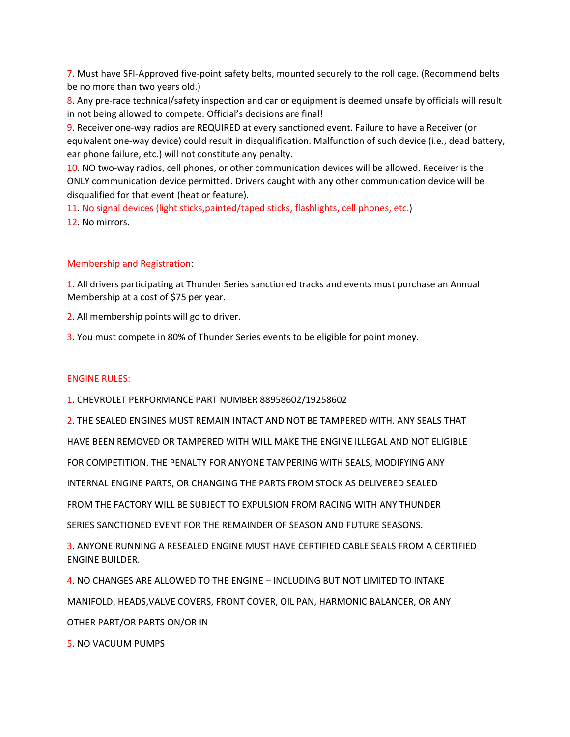7. Must have SFI-Approved five-point safety belts, mounted securely to the roll cage. (Recommend belts be no more than two years old.)
8. Any pre-race technical/safety inspection and car or equipment is deemed unsafe by officials will result in not being allowed to compete. Official's decisions are final!
9. Receiver one-way radios are REQUIRED at every sanctioned event. Failure to have a Receiver (or equivalent one-way device) could result in disqualification. Malfunction of such device (i.e., dead battery, ear phone failure, etc.) will not constitute any penalty.
10. NO two-way radios, cell phones, or other communication devices will be allowed. Receiver is the ONLY communication device permitted. Drivers caught with any other communication device will be disqualified for that event (heat or feature).
11. No signal devices (light sticks,painted/taped sticks, flashlights, cell phones, etc.)
12. No mirrors.

## Membership and Registration:

1. All drivers participating at Thunder Series sanctioned tracks and events must purchase an Annual Membership at a cost of $75 per year.

2. All membership points will go to driver.

3. You must compete in 80% of Thunder Series events to be eligible for point money.

## ENGINE RULES:

1. CHEVROLET PERFORMANCE PART NUMBER 88958602/19258602

2. THE SEALED ENGINES MUST REMAIN INTACT AND NOT BE TAMPERED WITH. ANY SEALS THAT HAVE BEEN REMOVED OR TAMPERED WITH WILL MAKE THE ENGINE ILLEGAL AND NOT ELIGIBLE FOR COMPETITION. THE PENALTY FOR ANYONE TAMPERING WITH SEALS, MODIFYING ANY INTERNAL ENGINE PARTS, OR CHANGING THE PARTS FROM STOCK AS DELIVERED SEALED FROM THE FACTORY WILL BE SUBJECT TO EXPULSION FROM RACING WITH ANY THUNDER SERIES SANCTIONED EVENT FOR THE REMAINDER OF SEASON AND FUTURE SEASONS.

3. ANYONE RUNNING A RESEALED ENGINE MUST HAVE CERTIFIED CABLE SEALS FROM A CERTIFIED ENGINE BUILDER.

4. NO CHANGES ARE ALLOWED TO THE ENGINE – INCLUDING BUT NOT LIMITED TO INTAKE MANIFOLD, HEADS,VALVE COVERS, FRONT COVER, OIL PAN, HARMONIC BALANCER, OR ANY OTHER PART/OR PARTS ON/OR IN

5. NO VACUUM PUMPS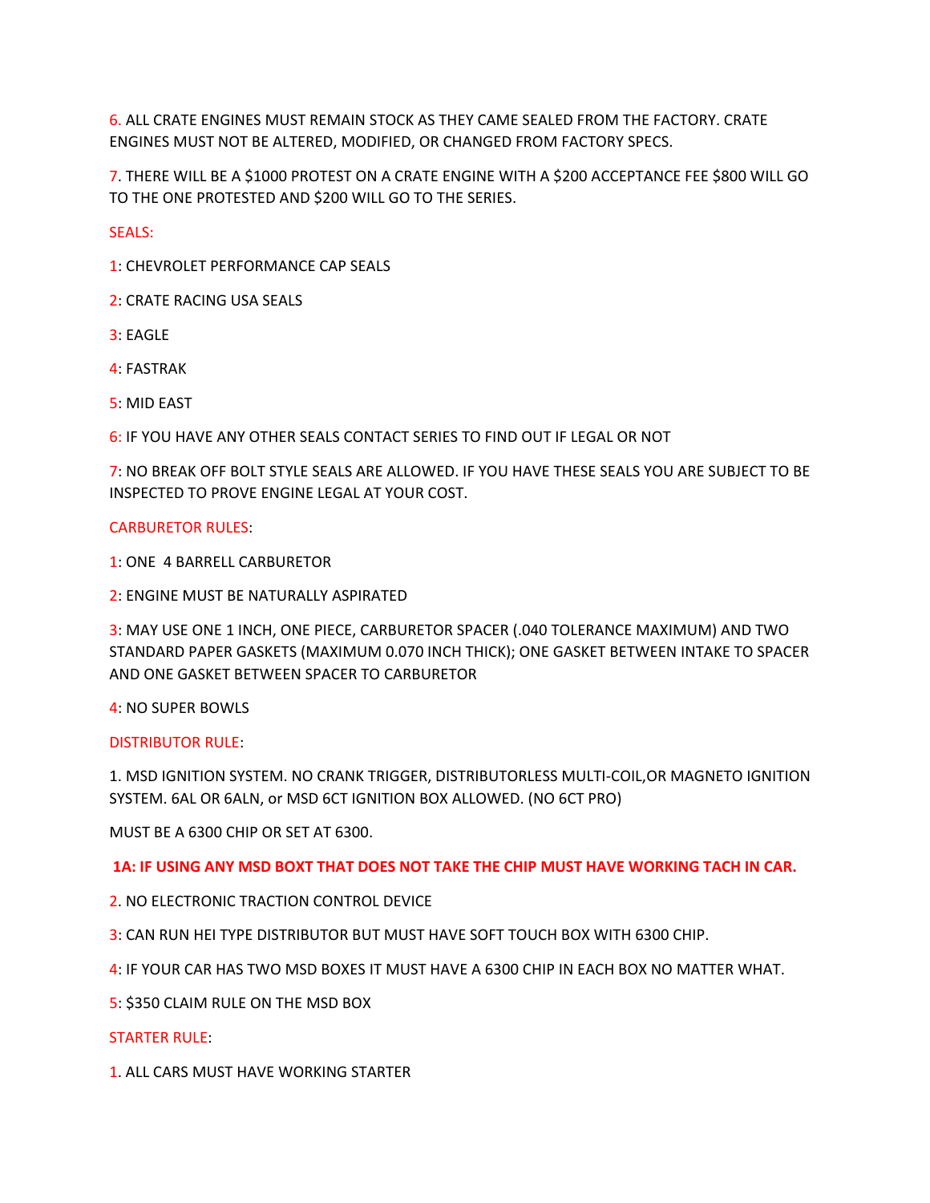6. ALL CRATE ENGINES MUST REMAIN STOCK AS THEY CAME SEALED FROM THE FACTORY. CRATE ENGINES MUST NOT BE ALTERED, MODIFIED, OR CHANGED FROM FACTORY SPECS.

7. THERE WILL BE A $1000 PROTEST ON A CRATE ENGINE WITH A $200 ACCEPTANCE FEE $800 WILL GO TO THE ONE PROTESTED AND $200 WILL GO TO THE SERIES.

SEALS:

1: CHEVROLET PERFORMANCE CAP SEALS

2: CRATE RACING USA SEALS

3: EAGLE

4: FASTRAK

5: MID EAST

6: IF YOU HAVE ANY OTHER SEALS CONTACT SERIES TO FIND OUT IF LEGAL OR NOT

7: NO BREAK OFF BOLT STYLE SEALS ARE ALLOWED. IF YOU HAVE THESE SEALS YOU ARE SUBJECT TO BE INSPECTED TO PROVE ENGINE LEGAL AT YOUR COST.

CARBURETOR RULES:

1: ONE 4 BARRELL CARBURETOR

2: ENGINE MUST BE NATURALLY ASPIRATED

3: MAY USE ONE 1 INCH, ONE PIECE, CARBURETOR SPACER (.040 TOLERANCE MAXIMUM) AND TWO STANDARD PAPER GASKETS (MAXIMUM 0.070 INCH THICK); ONE GASKET BETWEEN INTAKE TO SPACER AND ONE GASKET BETWEEN SPACER TO CARBURETOR

4: NO SUPER BOWLS

DISTRIBUTOR RULE:

1. MSD IGNITION SYSTEM. NO CRANK TRIGGER, DISTRIBUTORLESS MULTI-COIL,OR MAGNETO IGNITION SYSTEM. 6AL OR 6ALN, or MSD 6CT IGNITION BOX ALLOWED. (NO 6CT PRO)

MUST BE A 6300 CHIP OR SET AT 6300.

**1A: IF USING ANY MSD BOXT THAT DOES NOT TAKE THE CHIP MUST HAVE WORKING TACH IN CAR.**

2. NO ELECTRONIC TRACTION CONTROL DEVICE

3: CAN RUN HEI TYPE DISTRIBUTOR BUT MUST HAVE SOFT TOUCH BOX WITH 6300 CHIP.

4: IF YOUR CAR HAS TWO MSD BOXES IT MUST HAVE A 6300 CHIP IN EACH BOX NO MATTER WHAT.

5: $350 CLAIM RULE ON THE MSD BOX

STARTER RULE:

1. ALL CARS MUST HAVE WORKING STARTER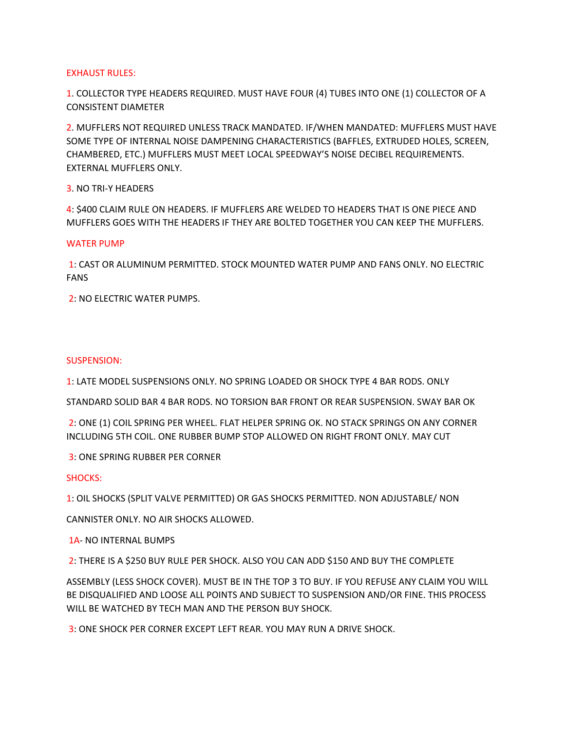EXHAUST RULES:

1. COLLECTOR TYPE HEADERS REQUIRED. MUST HAVE FOUR (4) TUBES INTO ONE (1) COLLECTOR OF A CONSISTENT DIAMETER

2. MUFFLERS NOT REQUIRED UNLESS TRACK MANDATED. IF/WHEN MANDATED: MUFFLERS MUST HAVE SOME TYPE OF INTERNAL NOISE DAMPENING CHARACTERISTICS (BAFFLES, EXTRUDED HOLES, SCREEN, CHAMBERED, ETC.) MUFFLERS MUST MEET LOCAL SPEEDWAY'S NOISE DECIBEL REQUIREMENTS. EXTERNAL MUFFLERS ONLY.

3. NO TRI-Y HEADERS

4: $400 CLAIM RULE ON HEADERS. IF MUFFLERS ARE WELDED TO HEADERS THAT IS ONE PIECE AND MUFFLERS GOES WITH THE HEADERS IF THEY ARE BOLTED TOGETHER YOU CAN KEEP THE MUFFLERS.

WATER PUMP

1: CAST OR ALUMINUM PERMITTED. STOCK MOUNTED WATER PUMP AND FANS ONLY. NO ELECTRIC FANS

2: NO ELECTRIC WATER PUMPS.

SUSPENSION:

1: LATE MODEL SUSPENSIONS ONLY. NO SPRING LOADED OR SHOCK TYPE 4 BAR RODS. ONLY

STANDARD SOLID BAR 4 BAR RODS. NO TORSION BAR FRONT OR REAR SUSPENSION. SWAY BAR OK

2: ONE (1) COIL SPRING PER WHEEL. FLAT HELPER SPRING OK. NO STACK SPRINGS ON ANY CORNER INCLUDING 5TH COIL. ONE RUBBER BUMP STOP ALLOWED ON RIGHT FRONT ONLY. MAY CUT

3: ONE SPRING RUBBER PER CORNER

SHOCKS:

1: OIL SHOCKS (SPLIT VALVE PERMITTED) OR GAS SHOCKS PERMITTED. NON ADJUSTABLE/ NON

CANNISTER ONLY. NO AIR SHOCKS ALLOWED.

1A- NO INTERNAL BUMPS

2: THERE IS A $250 BUY RULE PER SHOCK. ALSO YOU CAN ADD $150 AND BUY THE COMPLETE

ASSEMBLY (LESS SHOCK COVER). MUST BE IN THE TOP 3 TO BUY. IF YOU REFUSE ANY CLAIM YOU WILL BE DISQUALIFIED AND LOOSE ALL POINTS AND SUBJECT TO SUSPENSION AND/OR FINE. THIS PROCESS WILL BE WATCHED BY TECH MAN AND THE PERSON BUY SHOCK.

3: ONE SHOCK PER CORNER EXCEPT LEFT REAR. YOU MAY RUN A DRIVE SHOCK.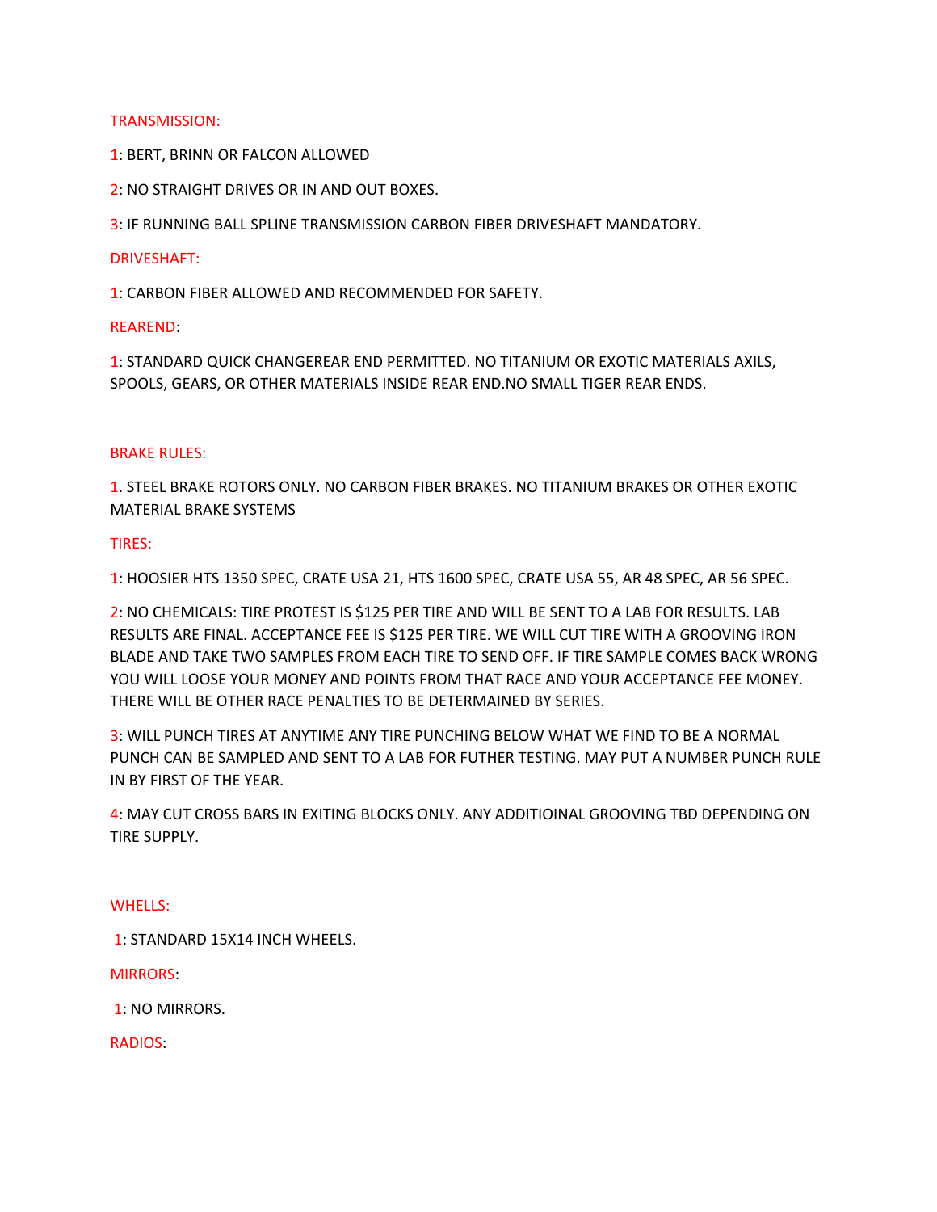## TRANSMISSION:

1: BERT, BRINN OR FALCON ALLOWED

2: NO STRAIGHT DRIVES OR IN AND OUT BOXES.

3: IF RUNNING BALL SPLINE TRANSMISSION CARBON FIBER DRIVESHAFT MANDATORY.

## DRIVESHAFT:

1: CARBON FIBER ALLOWED AND RECOMMENDED FOR SAFETY.

## REAREND:

1: STANDARD QUICK CHANGEREAR END PERMITTED. NO TITANIUM OR EXOTIC MATERIALS AXILS, SPOOLS, GEARS, OR OTHER MATERIALS INSIDE REAR END.NO SMALL TIGER REAR ENDS.

## BRAKE RULES:

1. STEEL BRAKE ROTORS ONLY. NO CARBON FIBER BRAKES. NO TITANIUM BRAKES OR OTHER EXOTIC MATERIAL BRAKE SYSTEMS

## TIRES:

1: HOOSIER HTS 1350 SPEC, CRATE USA 21, HTS 1600 SPEC, CRATE USA 55, AR 48 SPEC, AR 56 SPEC.

2: NO CHEMICALS: TIRE PROTEST IS $125 PER TIRE AND WILL BE SENT TO A LAB FOR RESULTS. LAB RESULTS ARE FINAL. ACCEPTANCE FEE IS $125 PER TIRE. WE WILL CUT TIRE WITH A GROOVING IRON BLADE AND TAKE TWO SAMPLES FROM EACH TIRE TO SEND OFF. IF TIRE SAMPLE COMES BACK WRONG YOU WILL LOOSE YOUR MONEY AND POINTS FROM THAT RACE AND YOUR ACCEPTANCE FEE MONEY. THERE WILL BE OTHER RACE PENALTIES TO BE DETERMAINED BY SERIES.

3: WILL PUNCH TIRES AT ANYTIME ANY TIRE PUNCHING BELOW WHAT WE FIND TO BE A NORMAL PUNCH CAN BE SAMPLED AND SENT TO A LAB FOR FUTHER TESTING. MAY PUT A NUMBER PUNCH RULE IN BY FIRST OF THE YEAR.

4: MAY CUT CROSS BARS IN EXITING BLOCKS ONLY. ANY ADDITIOINAL GROOVING TBD DEPENDING ON TIRE SUPPLY.

## WHELLS:

1: STANDARD 15X14 INCH WHEELS.

## MIRRORS:

1: NO MIRRORS.

## RADIOS: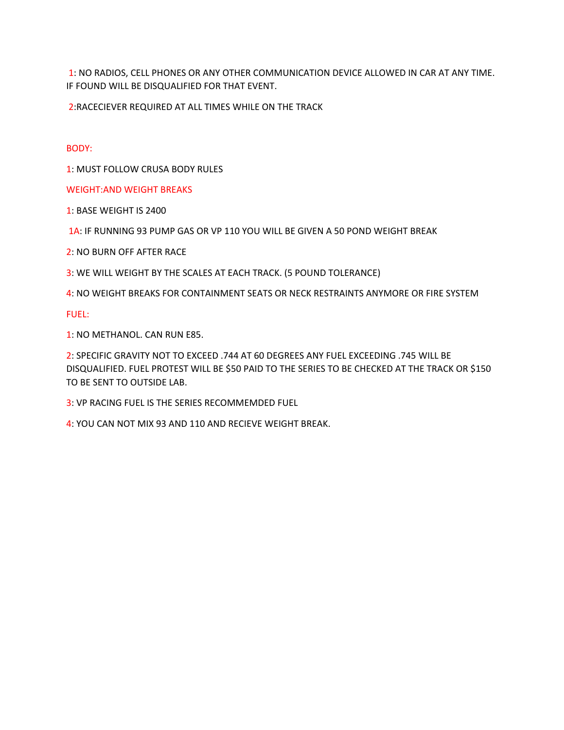1: NO RADIOS, CELL PHONES OR ANY OTHER COMMUNICATION DEVICE ALLOWED IN CAR AT ANY TIME. IF FOUND WILL BE DISQUALIFIED FOR THAT EVENT.

2:RACECIEVER REQUIRED AT ALL TIMES WHILE ON THE TRACK

BODY:

1: MUST FOLLOW CRUSA BODY RULES

WEIGHT:AND WEIGHT BREAKS

1: BASE WEIGHT IS 2400

1A: IF RUNNING 93 PUMP GAS OR VP 110 YOU WILL BE GIVEN A 50 POND WEIGHT BREAK

2: NO BURN OFF AFTER RACE

3: WE WILL WEIGHT BY THE SCALES AT EACH TRACK. (5 POUND TOLERANCE)

4: NO WEIGHT BREAKS FOR CONTAINMENT SEATS OR NECK RESTRAINTS ANYMORE OR FIRE SYSTEM

FUEL:

1: NO METHANOL. CAN RUN E85.

2: SPECIFIC GRAVITY NOT TO EXCEED .744 AT 60 DEGREES ANY FUEL EXCEEDING .745 WILL BE DISQUALIFIED. FUEL PROTEST WILL BE $50 PAID TO THE SERIES TO BE CHECKED AT THE TRACK OR $150 TO BE SENT TO OUTSIDE LAB.

3: VP RACING FUEL IS THE SERIES RECOMMEMDED FUEL

4: YOU CAN NOT MIX 93 AND 110 AND RECIEVE WEIGHT BREAK.